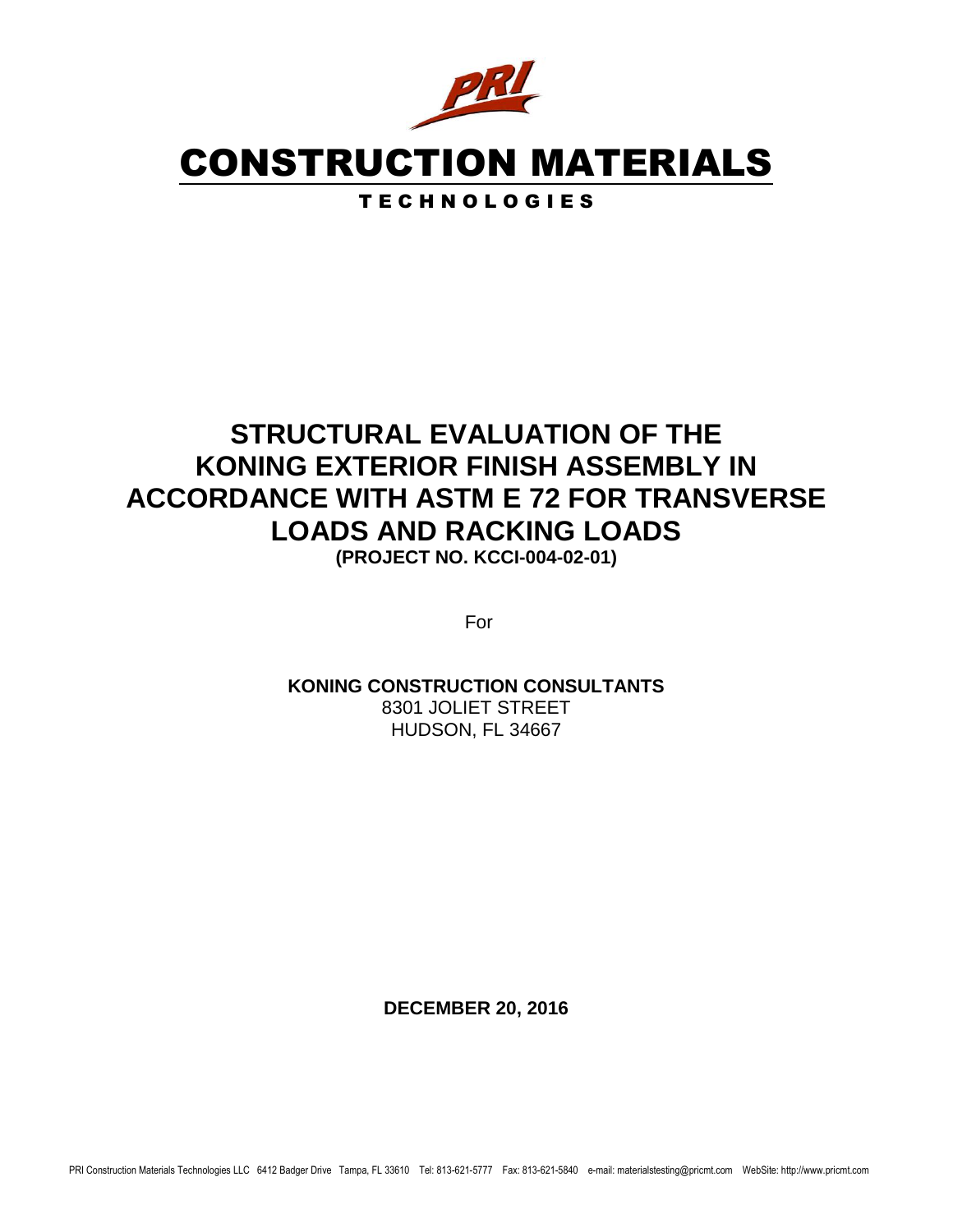PRI

# CONSTRUCTION MATERIALS

TECHNOLOGIES

# STRUCTURAL EVALUATION OF THE KONING EXTERIOR FINISH ASSEMBLY IN ACCORDANCE WITH ASTM E 72 FOR TRANSVERSE LOADS AND RACKING LOADS

**(PROJECT NO. KCCI-004-02-01)**

For

**KONING CONSTRUCTION CONSULTANTS**
8301 JOLIET STREET
HUDSON, FL 34667

**DECEMBER 20, 2016**

PRI Construction Materials Technologies LLC 6412 Badger Drive Tampa, FL 33610 Tel: 813-621-5777 Fax: 813-621-5840 e-mail: materialstesting@pricmt.com WebSite: http://www.pricmt.com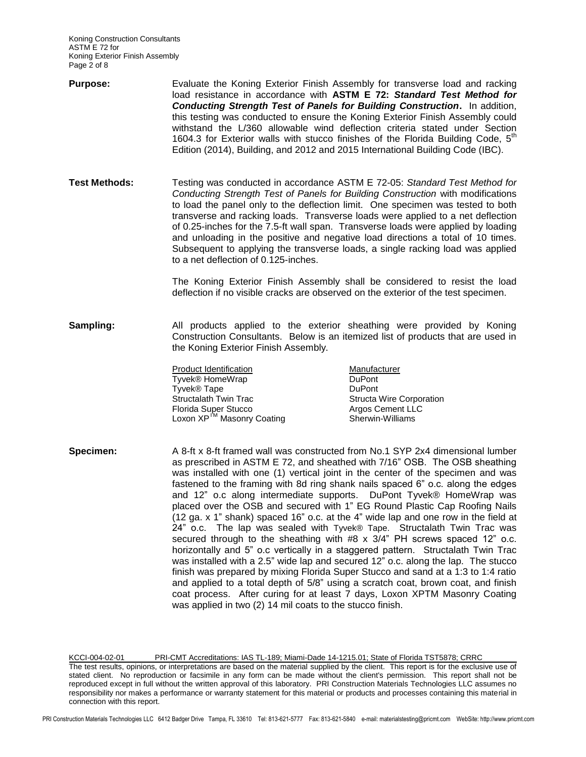**Purpose:** Evaluate the Koning Exterior Finish Assembly for transverse load and racking load resistance in accordance with **ASTM E 72: *Standard Test Method for Conducting Strength Test of Panels for Building Construction*.** In addition, this testing was conducted to ensure the Koning Exterior Finish Assembly could withstand the L/360 allowable wind deflection criteria stated under Section 1604.3 for Exterior walls with stucco finishes of the Florida Building Code, 5th Edition (2014), Building, and 2012 and 2015 International Building Code (IBC).

**Test Methods:** Testing was conducted in accordance ASTM E 72-05: *Standard Test Method for Conducting Strength Test of Panels for Building Construction* with modifications to load the panel only to the deflection limit. One specimen was tested to both transverse and racking loads. Transverse loads were applied to a net deflection of 0.25-inches for the 7.5-ft wall span. Transverse loads were applied by loading and unloading in the positive and negative load directions a total of 10 times. Subsequent to applying the transverse loads, a single racking load was applied to a net deflection of 0.125-inches.

The Koning Exterior Finish Assembly shall be considered to resist the load deflection if no visible cracks are observed on the exterior of the test specimen.

**Sampling:** All products applied to the exterior sheathing were provided by Koning Construction Consultants. Below is an itemized list of products that are used in the Koning Exterior Finish Assembly.

| Product Identification | Manufacturer |
| --- | --- |
| Tyvek® HomeWrap | DuPont |
| Tyvek® Tape | DuPont |
| Structalath Twin Trac | Structa Wire Corporation |
| Florida Super Stucco | Argos Cement LLC |
| Loxon XP™ Masonry Coating | Sherwin-Williams |

**Specimen:** A 8-ft x 8-ft framed wall was constructed from No.1 SYP 2x4 dimensional lumber as prescribed in ASTM E 72, and sheathed with 7/16" OSB. The OSB sheathing was installed with one (1) vertical joint in the center of the specimen and was fastened to the framing with 8d ring shank nails spaced 6" o.c. along the edges and 12" o.c along intermediate supports. DuPont Tyvek® HomeWrap was placed over the OSB and secured with 1" EG Round Plastic Cap Roofing Nails (12 ga. x 1" shank) spaced 16" o.c. at the 4" wide lap and one row in the field at 24" o.c. The lap was sealed with Tyvek® Tape. Structalath Twin Trac was secured through to the sheathing with #8 x 3/4" PH screws spaced 12" o.c. horizontally and 5" o.c vertically in a staggered pattern. Structalath Twin Trac was installed with a 2.5" wide lap and secured 12" o.c. along the lap. The stucco finish was prepared by mixing Florida Super Stucco and sand at a 1:3 to 1:4 ratio and applied to a total depth of 5/8" using a scratch coat, brown coat, and finish coat process. After curing for at least 7 days, Loxon XPTM Masonry Coating was applied in two (2) 14 mil coats to the stucco finish.

KCCI-004-02-01 PRI-CMT Accreditations: IAS TL-189; Miami-Dade 14-1215.01; State of Florida TST5878; CRRC

The test results, opinions, or interpretations are based on the material supplied by the client. This report is for the exclusive use of stated client. No reproduction or facsimile in any form can be made without the client's permission. This report shall not be reproduced except in full without the written approval of this laboratory. PRI Construction Materials Technologies LLC assumes no responsibility nor makes a performance or warranty statement for this material or products and processes containing this material in connection with this report.

PRI Construction Materials Technologies LLC 6412 Badger Drive Tampa, FL 33610 Tel: 813-621-5777 Fax: 813-621-5840 e-mail: materialstesting@pricmt.com WebSite: http://www.pricmt.com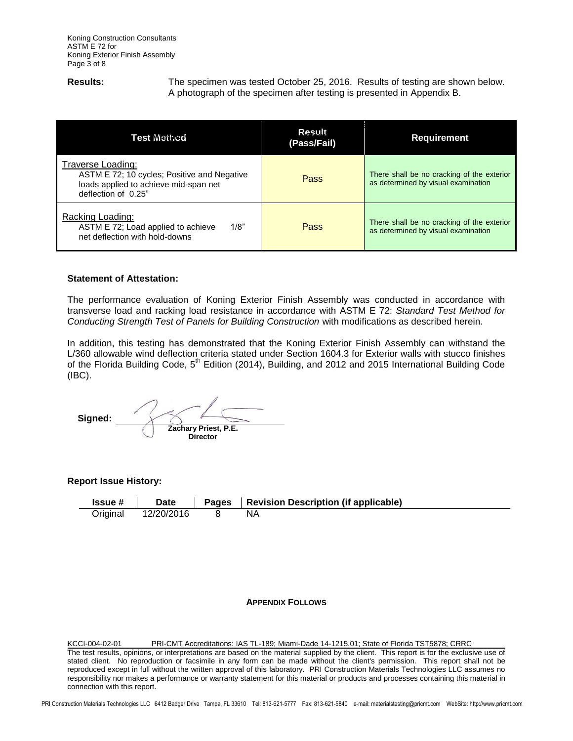**Results:** The specimen was tested October 25, 2016. Results of testing are shown below. A photograph of the specimen after testing is presented in Appendix B.

| Test Method | Result (Pass/Fail) | Requirement |
|---|---|---|
| Traverse Loading: ASTM E 72; 10 cycles; Positive and Negative loads applied to achieve mid-span net deflection of 0.25" | Pass | There shall be no cracking of the exterior as determined by visual examination |
| Racking Loading: ASTM E 72; Load applied to achieve 1/8" net deflection with hold-downs | Pass | There shall be no cracking of the exterior as determined by visual examination |

**Statement of Attestation:**

The performance evaluation of Koning Exterior Finish Assembly was conducted in accordance with transverse load and racking load resistance in accordance with ASTM E 72: *Standard Test Method for Conducting Strength Test of Panels for Building Construction* with modifications as described herein.

In addition, this testing has demonstrated that the Koning Exterior Finish Assembly can withstand the L/360 allowable wind deflection criteria stated under Section 1604.3 for Exterior walls with stucco finishes of the Florida Building Code, 5th Edition (2014), Building, and 2012 and 2015 International Building Code (IBC).

**Signed:**

**Zachary Priest, P.E.**
**Director**

**Report Issue History:**

| Issue # | Date | Pages | Revision Description (if applicable) |
|---|---|---|---|
| Original | 12/20/2016 | 8 | NA |

**APPENDIX FOLLOWS**

KCCI-004-02-01 PRI-CMT Accreditations: IAS TL-189; Miami-Dade 14-1215.01; State of Florida TST5878; CRRC

The test results, opinions, or interpretations are based on the material supplied by the client. This report is for the exclusive use of stated client. No reproduction or facsimile in any form can be made without the client's permission. This report shall not be reproduced except in full without the written approval of this laboratory. PRI Construction Materials Technologies LLC assumes no responsibility nor makes a performance or warranty statement for this material or products and processes containing this material in connection with this report.

PRI Construction Materials Technologies LLC 6412 Badger Drive Tampa, FL 33610 Tel: 813-621-5777 Fax: 813-621-5840 e-mail: materialstesting@pricmt.com WebSite: http://www.pricmt.com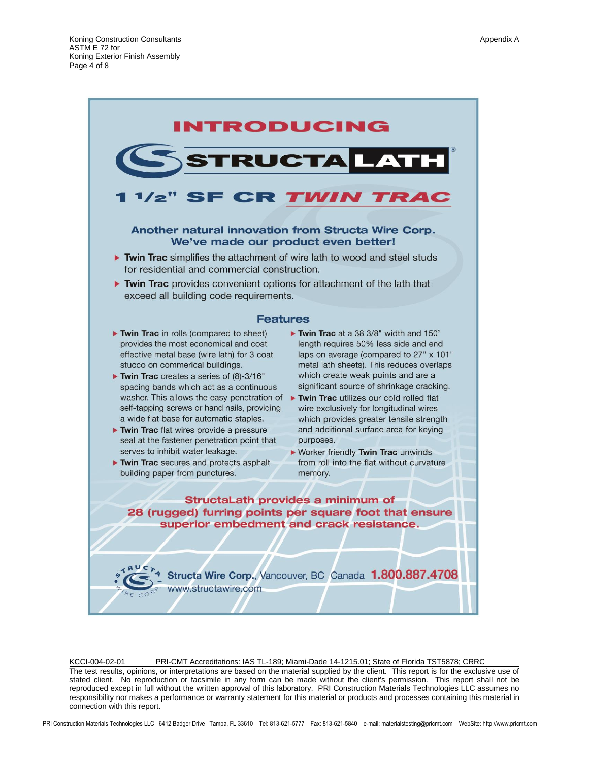Appendix A

# INTRODUCING

# STRUCTA LATH®

## 1 1/2" SF CR TWIN TRAC

### Another natural innovation from Structa Wire Corp. We've made our product even better!

- **Twin Trac** simplifies the attachment of wire lath to wood and steel studs for residential and commercial construction.
- **Twin Trac** provides convenient options for attachment of the lath that exceed all building code requirements.

### Features

- **Twin Trac** in rolls (compared to sheet) provides the most economical and cost effective metal base (wire lath) for 3 coat stucco on commerical buildings.
- **Twin Trac** creates a series of (8)-3/16" spacing bands which act as a continuous washer. This allows the easy penetration of self-tapping screws or hand nails, providing a wide flat base for automatic staples.
- **Twin Trac** flat wires provide a pressure seal at the fastener penetration point that serves to inhibit water leakage.
- **Twin Trac** secures and protects asphalt building paper from punctures.
- **Twin Trac** at a 38 3/8" width and 150' length requires 50% less side and end laps on average (compared to 27" x 101" metal lath sheets). This reduces overlaps which create weak points and are a significant source of shrinkage cracking.
- **Twin Trac** utilizes our cold rolled flat wire exclusively for longitudinal wires which provides greater tensile strength and additional surface area for keying purposes.
- Worker friendly **Twin Trac** unwinds from roll into the flat without curvature memory.

**StructaLath provides a minimum of 28 (rugged) furring points per square foot that ensure superior embedment and crack resistance.**

**Structa Wire Corp.**, Vancouver, BC Canada **1.800.887.4708**
www.structawire.com

KCCI-004-02-01 PRI-CMT Accreditations: IAS TL-189; Miami-Dade 14-1215.01; State of Florida TST5878; CRRC

The test results, opinions, or interpretations are based on the material supplied by the client. This report is for the exclusive use of stated client. No reproduction or facsimile in any form can be made without the client's permission. This report shall not be reproduced except in full without the written approval of this laboratory. PRI Construction Materials Technologies LLC assumes no responsibility nor makes a performance or warranty statement for this material or products and processes containing this material in connection with this report.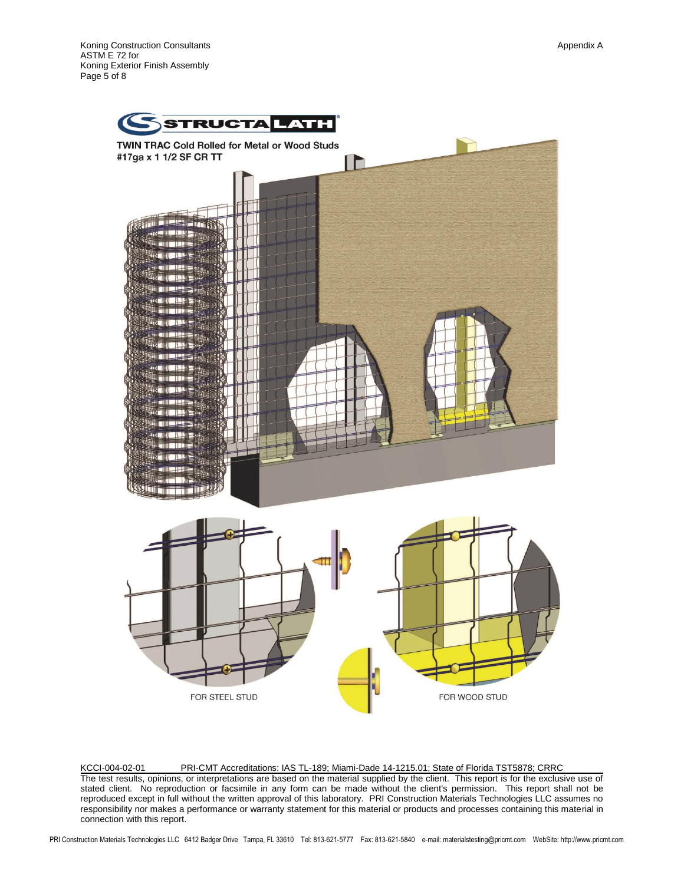Appendix A

STRUCTALATH

TWIN TRAC Cold Rolled for Metal or Wood Studs
#17ga x 1 1/2 SF CR TT

FOR STEEL STUD

FOR WOOD STUD

KCCI-004-02-01 PRI-CMT Accreditations: IAS TL-189; Miami-Dade 14-1215.01; State of Florida TST5878; CRRC

The test results, opinions, or interpretations are based on the material supplied by the client. This report is for the exclusive use of stated client. No reproduction or facsimile in any form can be made without the client's permission. This report shall not be reproduced except in full without the written approval of this laboratory. PRI Construction Materials Technologies LLC assumes no responsibility nor makes a performance or warranty statement for this material or products and processes containing this material in connection with this report.

PRI Construction Materials Technologies LLC 6412 Badger Drive Tampa, FL 33610 Tel: 813-621-5777 Fax: 813-621-5840 e-mail: materialstesting@pricmt.com WebSite: http://www.pricmt.com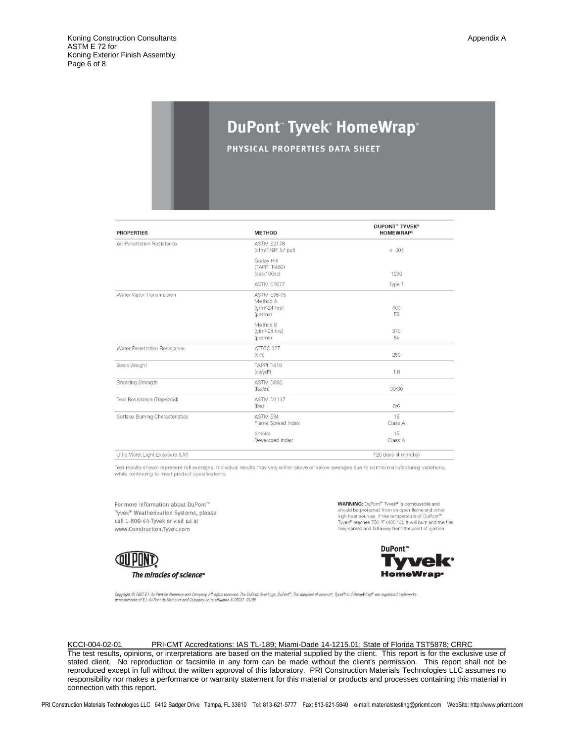# DuPont™ Tyvek® HomeWrap®

## PHYSICAL PROPERTIES DATA SHEET

| PROPERTIES | METHOD | DUPONT™ TYVEK® HOMEWRAP® |
|---|---|---|
| Air Penetration Resistance | ASTM E2178 (cfm/ft²@1.57 psf) | < .004 |
| | Gurley Hill (TAPPI T-460) (sec/100cc) | 1200 |
| | ASTM E1677 | Type 1 |
| Water Vapor Transmission | ASTM E96-05 Method A (g/m²-24 hrs) (perms) | 400 58 |
| | Method B (g/m²-24 hrs) (perms) | 370 54 |
| Water Penetration Resistance | ATTCC 127 (cm) | 250 |
| Basis Weight | TAPPI T-410 (oz/yd²) | 1.8 |
| Breaking Strength | ASTM D882 (lbs/in) | 30/30 |
| Tear Resistance (Trapezoid) | ASTM D1117 (lbs) | 8/6 |
| Surface Burning Characteristics | ASTM E84 Flame Spread Index | 15 Class A |
| | Smoke Developed Index | 15 Class A |
| Ultra Violet Light Exposure (UV) | | 120 days (4 months) |

Test results shown represent roll averages. Individual results may vary either above or below averages due to normal manufacturing variations, while continuing to meet product specifications.

For more information about DuPont™ Tyvek® Weatherization Systems, please call 1-800-44-Tyvek or visit us at www.Construction.Tyvek.com

**WARNING:** DuPont™ Tyvek® is combustible and should be protected from an open flame and other high heat sources. If the temperature of DuPont™ Tyvek® reaches 750 °F (400 °C), it will burn and the fire may spread and fall away from the point of ignition.

DUPONT *The miracles of science™*

DuPont™ Tyvek® HomeWrap®

*Copyright © 2007 E.I. du Pont de Nemours and Company. All rights reserved. The DuPont Oval Logo, DuPont™, The miracles of science™, Tyvek® and HomeWrap® are registered trademarks or trademarks of E.I. du Pont de Nemours and Company or its affiliates. K-05031 01/08*

KCCI-004-02-01 PRI-CMT Accreditations: IAS TL-189; Miami-Dade 14-1215.01; State of Florida TST5878; CRRC

The test results, opinions, or interpretations are based on the material supplied by the client. This report is for the exclusive use of stated client. No reproduction or facsimile in any form can be made without the client's permission. This report shall not be reproduced except in full without the written approval of this laboratory. PRI Construction Materials Technologies LLC assumes no responsibility nor makes a performance or warranty statement for this material or products and processes containing this material in connection with this report.

PRI Construction Materials Technologies LLC 6412 Badger Drive Tampa, FL 33610 Tel: 813-621-5777 Fax: 813-621-5840 e-mail: materialstesting@pricmt.com WebSite: http://www.pricmt.com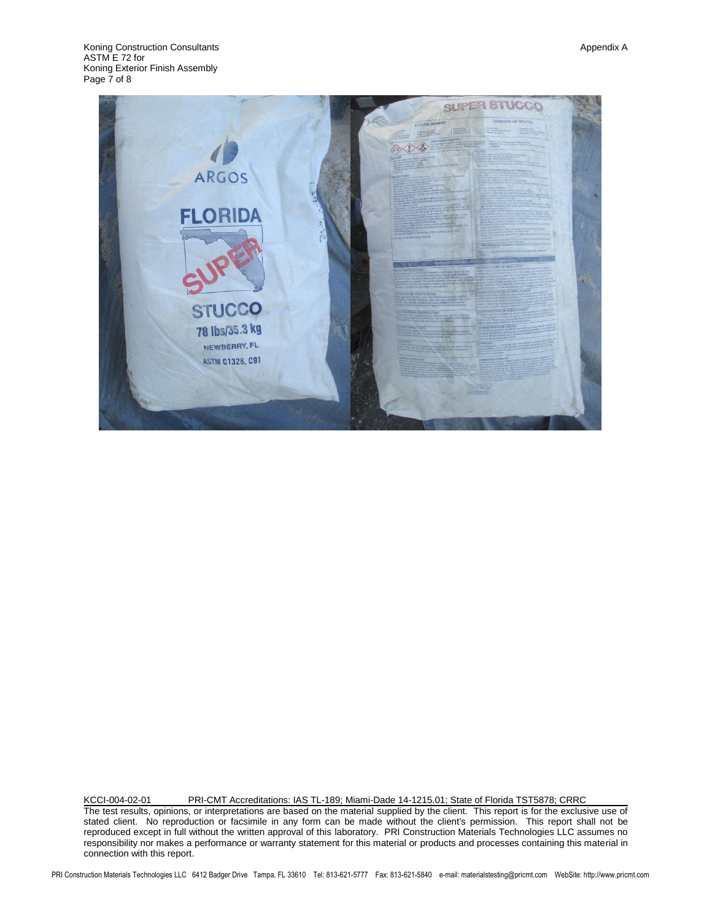Appendix A

KCCI-004-02-01 PRI-CMT Accreditations: IAS TL-189; Miami-Dade 14-1215.01; State of Florida TST5878; CRRC

The test results, opinions, or interpretations are based on the material supplied by the client. This report is for the exclusive use of stated client. No reproduction or facsimile in any form can be made without the client's permission. This report shall not be reproduced except in full without the written approval of this laboratory. PRI Construction Materials Technologies LLC assumes no responsibility nor makes a performance or warranty statement for this material or products and processes containing this material in connection with this report.

PRI Construction Materials Technologies LLC 6412 Badger Drive Tampa, FL 33610 Tel: 813-621-5777 Fax: 813-621-5840 e-mail: materialstesting@pricmt.com WebSite: http://www.pricmt.com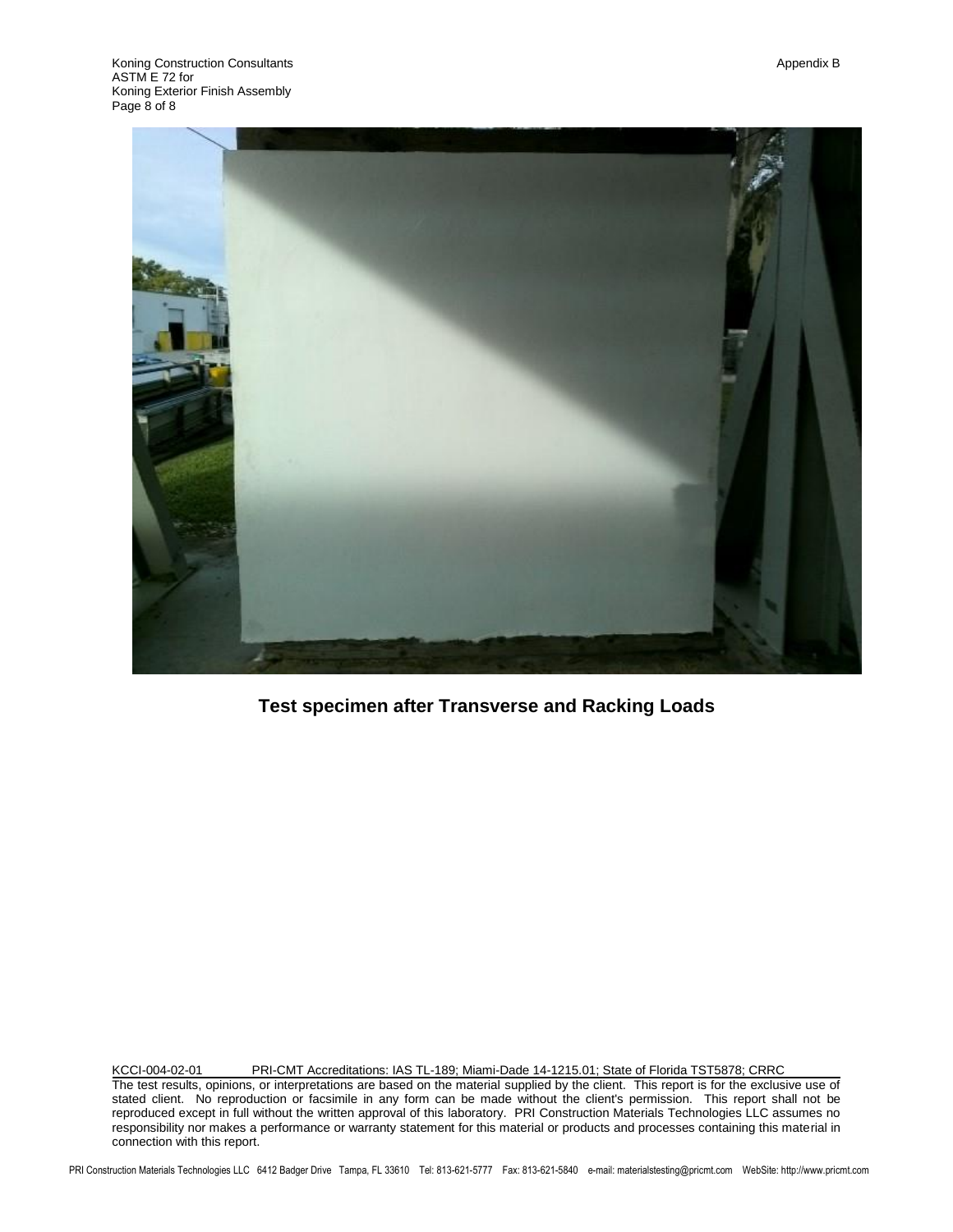**Test specimen after Transverse and Racking Loads**

KCCI-004-02-01 PRI-CMT Accreditations: IAS TL-189; Miami-Dade 14-1215.01; State of Florida TST5878; CRRC

The test results, opinions, or interpretations are based on the material supplied by the client. This report is for the exclusive use of stated client. No reproduction or facsimile in any form can be made without the client's permission. This report shall not be reproduced except in full without the written approval of this laboratory. PRI Construction Materials Technologies LLC assumes no responsibility nor makes a performance or warranty statement for this material or products and processes containing this material in connection with this report.